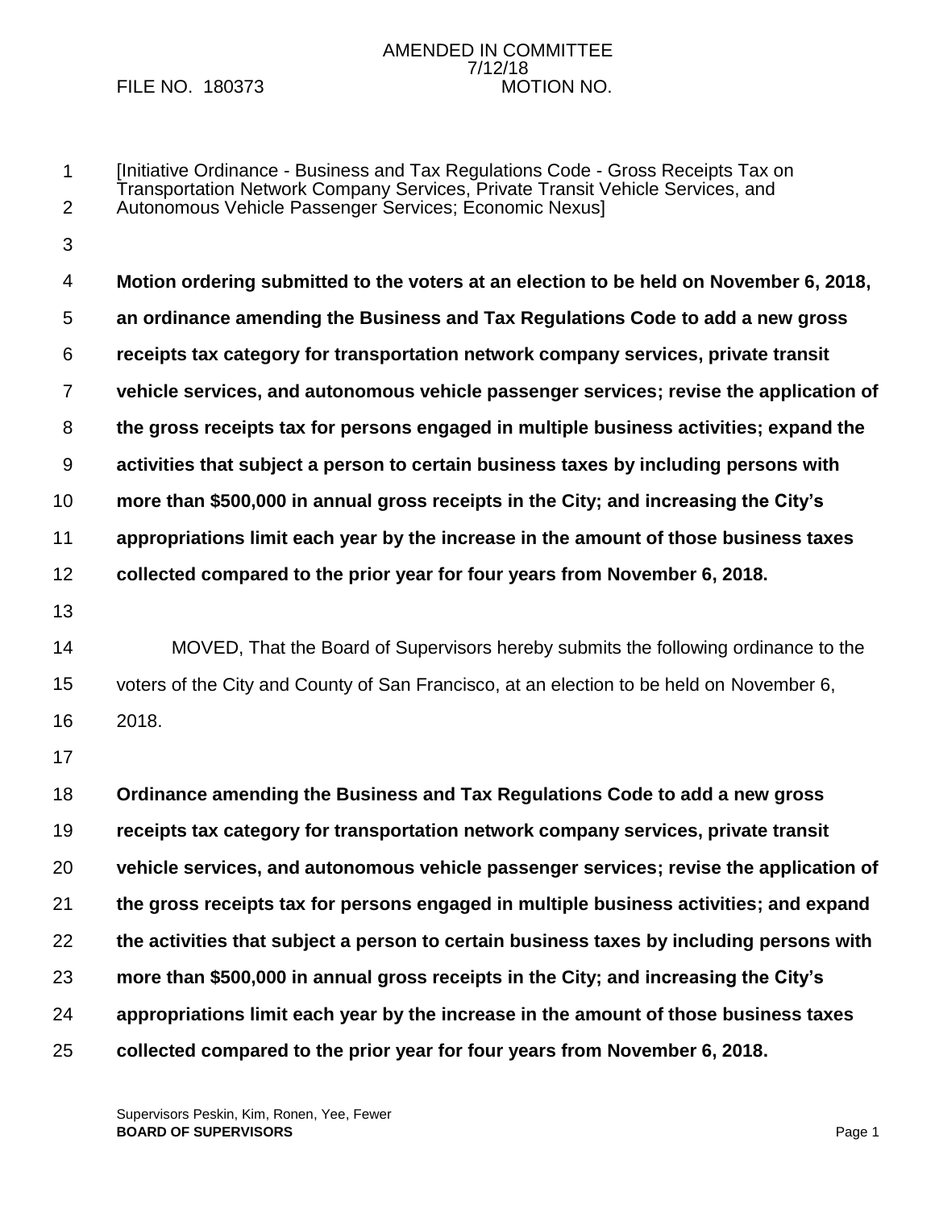AMENDED IN COMMITTEE
7/12/18

FILE NO. 180373 MOTION NO.

[Initiative Ordinance - Business and Tax Regulations Code - Gross Receipts Tax on Transportation Network Company Services, Private Transit Vehicle Services, and Autonomous Vehicle Passenger Services; Economic Nexus]

**Motion ordering submitted to the voters at an election to be held on November 6, 2018, an ordinance amending the Business and Tax Regulations Code to add a new gross receipts tax category for transportation network company services, private transit vehicle services, and autonomous vehicle passenger services; revise the application of the gross receipts tax for persons engaged in multiple business activities; expand the activities that subject a person to certain business taxes by including persons with more than $500,000 in annual gross receipts in the City; and increasing the City's appropriations limit each year by the increase in the amount of those business taxes collected compared to the prior year for four years from November 6, 2018.**

MOVED, That the Board of Supervisors hereby submits the following ordinance to the voters of the City and County of San Francisco, at an election to be held on November 6, 2018.

**Ordinance amending the Business and Tax Regulations Code to add a new gross receipts tax category for transportation network company services, private transit vehicle services, and autonomous vehicle passenger services; revise the application of the gross receipts tax for persons engaged in multiple business activities; and expand the activities that subject a person to certain business taxes by including persons with more than $500,000 in annual gross receipts in the City; and increasing the City's appropriations limit each year by the increase in the amount of those business taxes collected compared to the prior year for four years from November 6, 2018.**

Supervisors Peskin, Kim, Ronen, Yee, Fewer
**BOARD OF SUPERVISORS**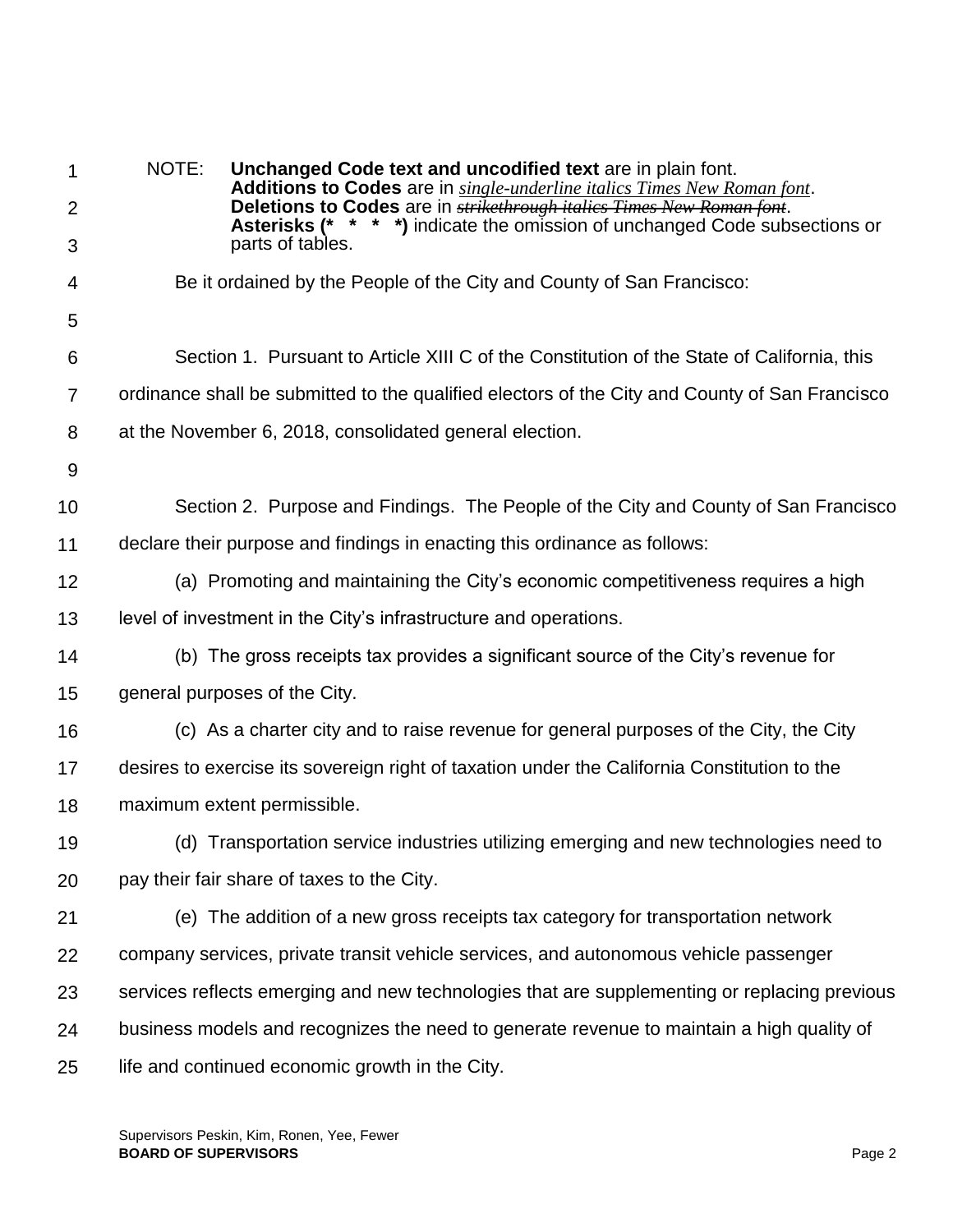NOTE: **Unchanged Code text and uncodified text** are in plain font.
**Additions to Codes** are in *single-underline italics Times New Roman font*.
**Deletions to Codes** are in ~~*strikethrough italics Times New Roman font*~~.
**Asterisks (* * * *)** indicate the omission of unchanged Code subsections or parts of tables.

Be it ordained by the People of the City and County of San Francisco:

Section 1. Pursuant to Article XIII C of the Constitution of the State of California, this ordinance shall be submitted to the qualified electors of the City and County of San Francisco at the November 6, 2018, consolidated general election.

Section 2. Purpose and Findings. The People of the City and County of San Francisco declare their purpose and findings in enacting this ordinance as follows:

(a) Promoting and maintaining the City's economic competitiveness requires a high level of investment in the City's infrastructure and operations.

(b) The gross receipts tax provides a significant source of the City's revenue for general purposes of the City.

(c) As a charter city and to raise revenue for general purposes of the City, the City desires to exercise its sovereign right of taxation under the California Constitution to the maximum extent permissible.

(d) Transportation service industries utilizing emerging and new technologies need to pay their fair share of taxes to the City.

(e) The addition of a new gross receipts tax category for transportation network company services, private transit vehicle services, and autonomous vehicle passenger services reflects emerging and new technologies that are supplementing or replacing previous business models and recognizes the need to generate revenue to maintain a high quality of life and continued economic growth in the City.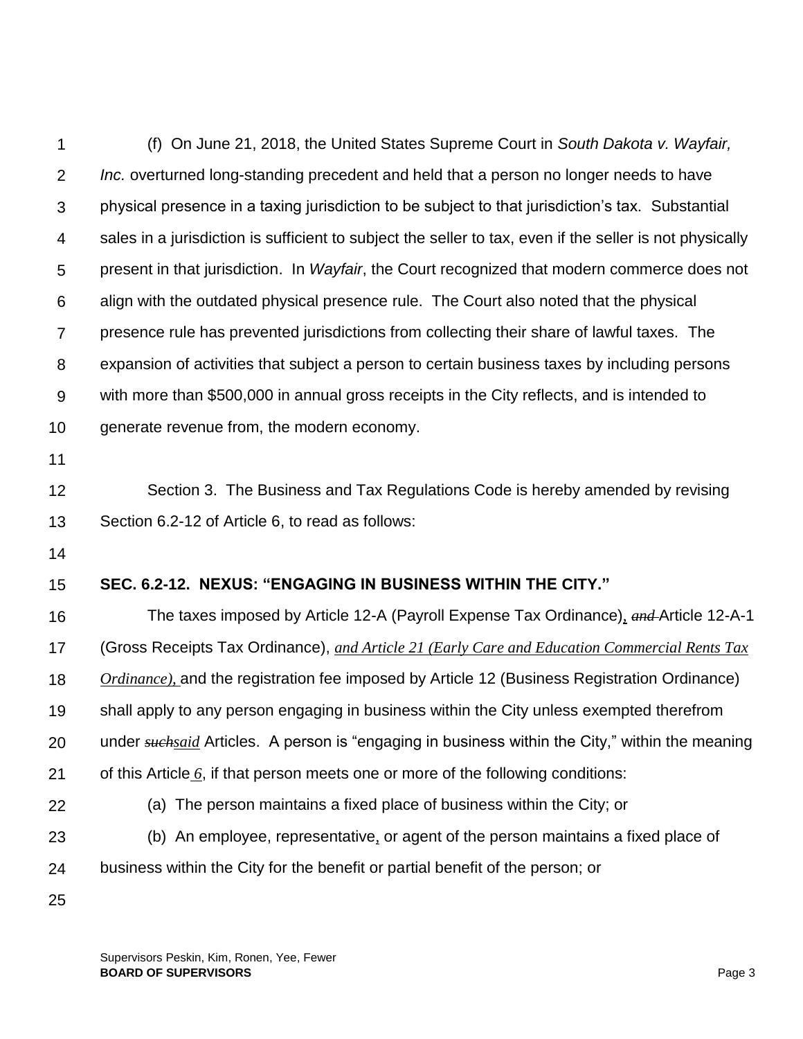(f) On June 21, 2018, the United States Supreme Court in *South Dakota v. Wayfair, Inc.* overturned long-standing precedent and held that a person no longer needs to have physical presence in a taxing jurisdiction to be subject to that jurisdiction's tax. Substantial sales in a jurisdiction is sufficient to subject the seller to tax, even if the seller is not physically present in that jurisdiction. In *Wayfair*, the Court recognized that modern commerce does not align with the outdated physical presence rule. The Court also noted that the physical presence rule has prevented jurisdictions from collecting their share of lawful taxes. The expansion of activities that subject a person to certain business taxes by including persons with more than $500,000 in annual gross receipts in the City reflects, and is intended to generate revenue from, the modern economy.

Section 3. The Business and Tax Regulations Code is hereby amended by revising Section 6.2-12 of Article 6, to read as follows:

**SEC. 6.2-12. NEXUS: "ENGAGING IN BUSINESS WITHIN THE CITY."**

The taxes imposed by Article 12-A (Payroll Expense Tax Ordinance), ~~*and*~~ Article 12-A-1 (Gross Receipts Tax Ordinance), *and Article 21 (Early Care and Education Commercial Rents Tax Ordinance),* and the registration fee imposed by Article 12 (Business Registration Ordinance) shall apply to any person engaging in business within the City unless exempted therefrom under ~~*such*~~*said* Articles. A person is "engaging in business within the City," within the meaning of this Article *6*, if that person meets one or more of the following conditions:

(a) The person maintains a fixed place of business within the City; or

(b) An employee, representative, or agent of the person maintains a fixed place of business within the City for the benefit or partial benefit of the person; or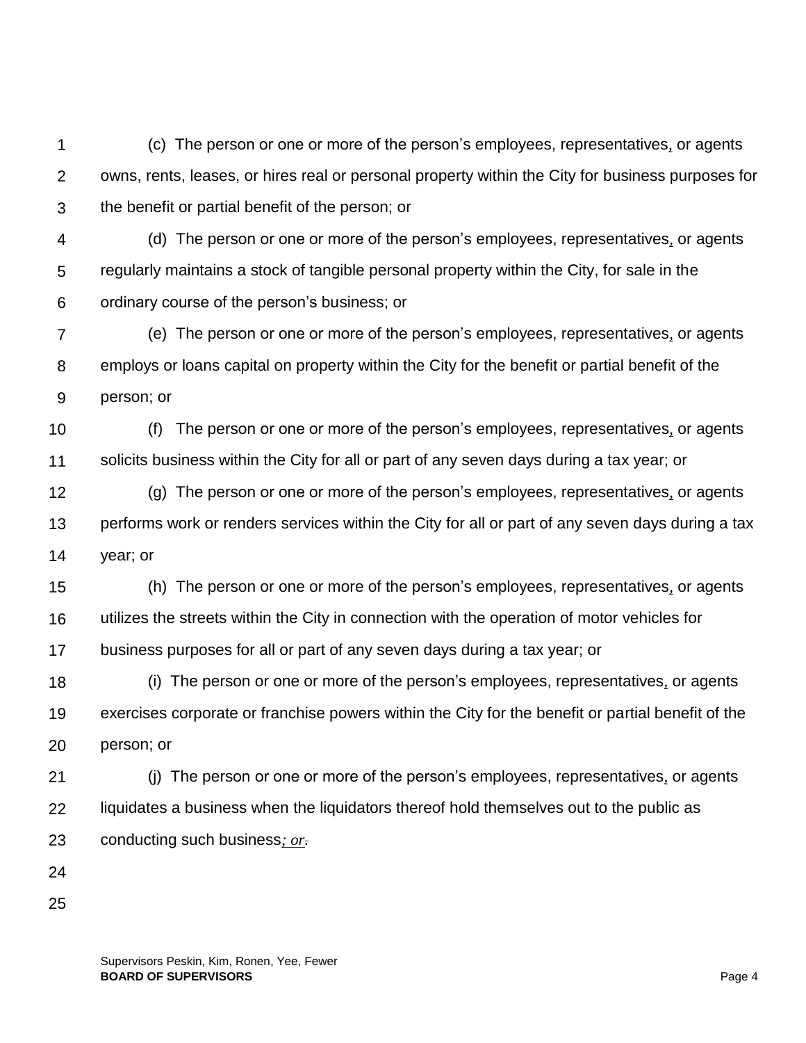(c) The person or one or more of the person's employees, representatives, or agents owns, rents, leases, or hires real or personal property within the City for business purposes for the benefit or partial benefit of the person; or

(d) The person or one or more of the person's employees, representatives, or agents regularly maintains a stock of tangible personal property within the City, for sale in the ordinary course of the person's business; or

(e) The person or one or more of the person's employees, representatives, or agents employs or loans capital on property within the City for the benefit or partial benefit of the person; or

(f) The person or one or more of the person's employees, representatives, or agents solicits business within the City for all or part of any seven days during a tax year; or

(g) The person or one or more of the person's employees, representatives, or agents performs work or renders services within the City for all or part of any seven days during a tax year; or

(h) The person or one or more of the person's employees, representatives, or agents utilizes the streets within the City in connection with the operation of motor vehicles for business purposes for all or part of any seven days during a tax year; or

(i) The person or one or more of the person's employees, representatives, or agents exercises corporate or franchise powers within the City for the benefit or partial benefit of the person; or

(j) The person or one or more of the person's employees, representatives, or agents liquidates a business when the liquidators thereof hold themselves out to the public as conducting such business*; or*~~.~~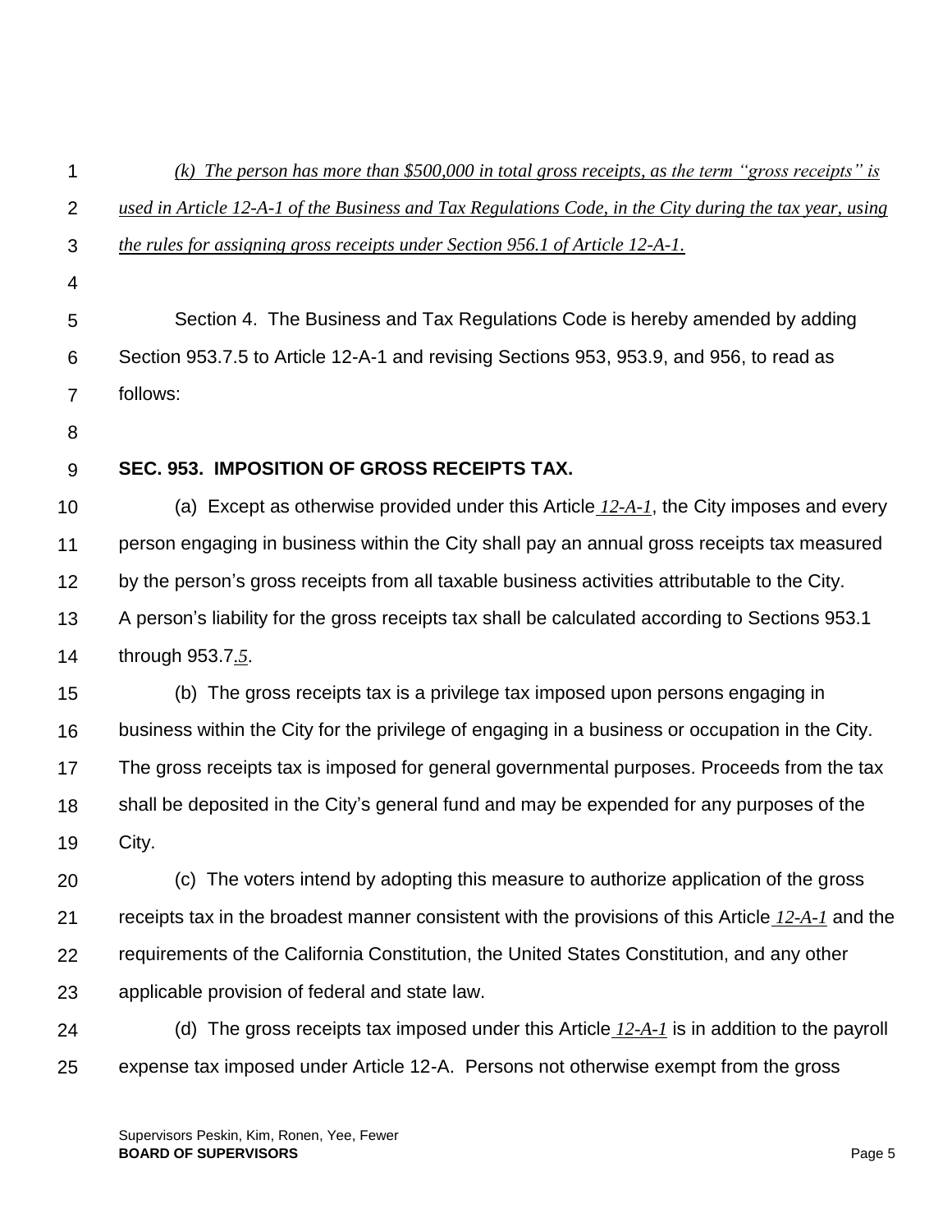*(k) The person has more than $500,000 in total gross receipts, as the term "gross receipts" is used in Article 12-A-1 of the Business and Tax Regulations Code, in the City during the tax year, using the rules for assigning gross receipts under Section 956.1 of Article 12-A-1.*

Section 4. The Business and Tax Regulations Code is hereby amended by adding Section 953.7.5 to Article 12-A-1 and revising Sections 953, 953.9, and 956, to read as follows:

**SEC. 953. IMPOSITION OF GROSS RECEIPTS TAX.**

(a) Except as otherwise provided under this Article *12-A-1*, the City imposes and every person engaging in business within the City shall pay an annual gross receipts tax measured by the person's gross receipts from all taxable business activities attributable to the City. A person's liability for the gross receipts tax shall be calculated according to Sections 953.1 through 953.7*.5*.

(b) The gross receipts tax is a privilege tax imposed upon persons engaging in business within the City for the privilege of engaging in a business or occupation in the City. The gross receipts tax is imposed for general governmental purposes. Proceeds from the tax shall be deposited in the City's general fund and may be expended for any purposes of the City.

(c) The voters intend by adopting this measure to authorize application of the gross receipts tax in the broadest manner consistent with the provisions of this Article *12-A-1* and the requirements of the California Constitution, the United States Constitution, and any other applicable provision of federal and state law.

(d) The gross receipts tax imposed under this Article *12-A-1* is in addition to the payroll expense tax imposed under Article 12-A. Persons not otherwise exempt from the gross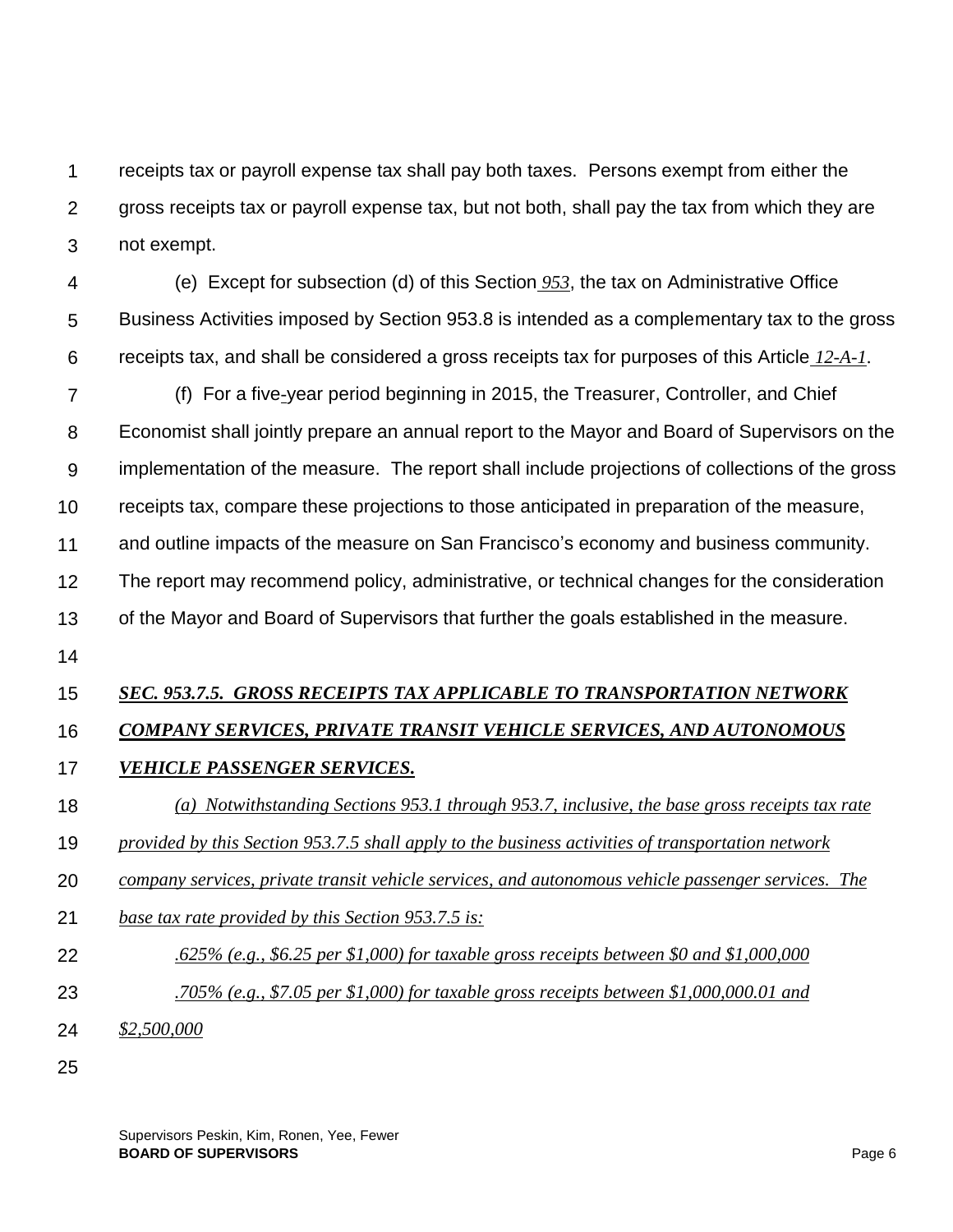receipts tax or payroll expense tax shall pay both taxes. Persons exempt from either the gross receipts tax or payroll expense tax, but not both, shall pay the tax from which they are not exempt.

(e) Except for subsection (d) of this Section *953*, the tax on Administrative Office Business Activities imposed by Section 953.8 is intended as a complementary tax to the gross receipts tax, and shall be considered a gross receipts tax for purposes of this Article *12-A-1*.

(f) For a five-year period beginning in 2015, the Treasurer, Controller, and Chief Economist shall jointly prepare an annual report to the Mayor and Board of Supervisors on the implementation of the measure. The report shall include projections of collections of the gross receipts tax, compare these projections to those anticipated in preparation of the measure, and outline impacts of the measure on San Francisco's economy and business community. The report may recommend policy, administrative, or technical changes for the consideration of the Mayor and Board of Supervisors that further the goals established in the measure.

***SEC. 953.7.5. GROSS RECEIPTS TAX APPLICABLE TO TRANSPORTATION NETWORK COMPANY SERVICES, PRIVATE TRANSIT VEHICLE SERVICES, AND AUTONOMOUS VEHICLE PASSENGER SERVICES.***

*(a) Notwithstanding Sections 953.1 through 953.7, inclusive, the base gross receipts tax rate provided by this Section 953.7.5 shall apply to the business activities of transportation network company services, private transit vehicle services, and autonomous vehicle passenger services. The base tax rate provided by this Section 953.7.5 is:*

*.625% (e.g., $6.25 per $1,000) for taxable gross receipts between $0 and $1,000,000*

*.705% (e.g., $7.05 per $1,000) for taxable gross receipts between $1,000,000.01 and $2,500,000*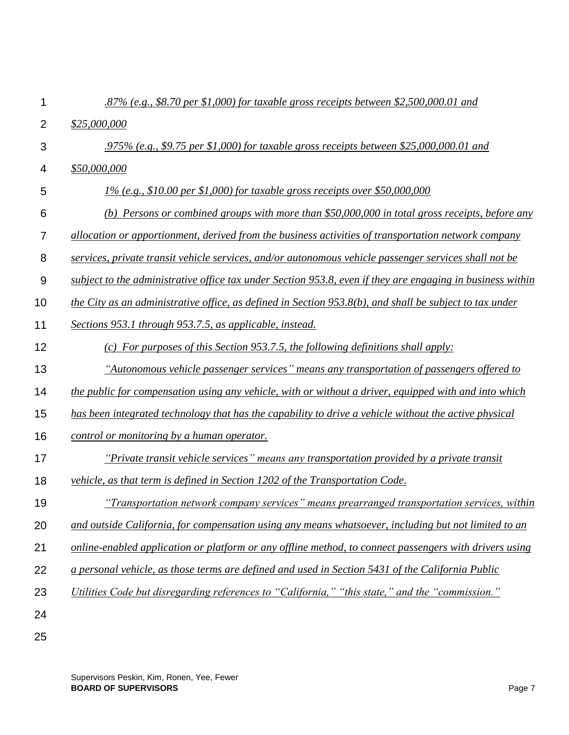*.87% (e.g., $8.70 per $1,000) for taxable gross receipts between $2,500,000.01 and $25,000,000*

*.975% (e.g., $9.75 per $1,000) for taxable gross receipts between $25,000,000.01 and $50,000,000*

*1% (e.g., $10.00 per $1,000) for taxable gross receipts over $50,000,000*

*(b) Persons or combined groups with more than $50,000,000 in total gross receipts, before any allocation or apportionment, derived from the business activities of transportation network company services, private transit vehicle services, and/or autonomous vehicle passenger services shall not be subject to the administrative office tax under Section 953.8, even if they are engaging in business within the City as an administrative office, as defined in Section 953.8(b), and shall be subject to tax under Sections 953.1 through 953.7.5, as applicable, instead.*

*(c) For purposes of this Section 953.7.5, the following definitions shall apply:*

*"Autonomous vehicle passenger services" means any transportation of passengers offered to the public for compensation using any vehicle, with or without a driver, equipped with and into which has been integrated technology that has the capability to drive a vehicle without the active physical control or monitoring by a human operator.*

*"Private transit vehicle services" means any transportation provided by a private transit vehicle, as that term is defined in Section 1202 of the Transportation Code.*

*"Transportation network company services" means prearranged transportation services, within and outside California, for compensation using any means whatsoever, including but not limited to an online-enabled application or platform or any offline method, to connect passengers with drivers using a personal vehicle, as those terms are defined and used in Section 5431 of the California Public Utilities Code but disregarding references to "California," "this state," and the "commission."*

Supervisors Peskin, Kim, Ronen, Yee, Fewer
**BOARD OF SUPERVISORS**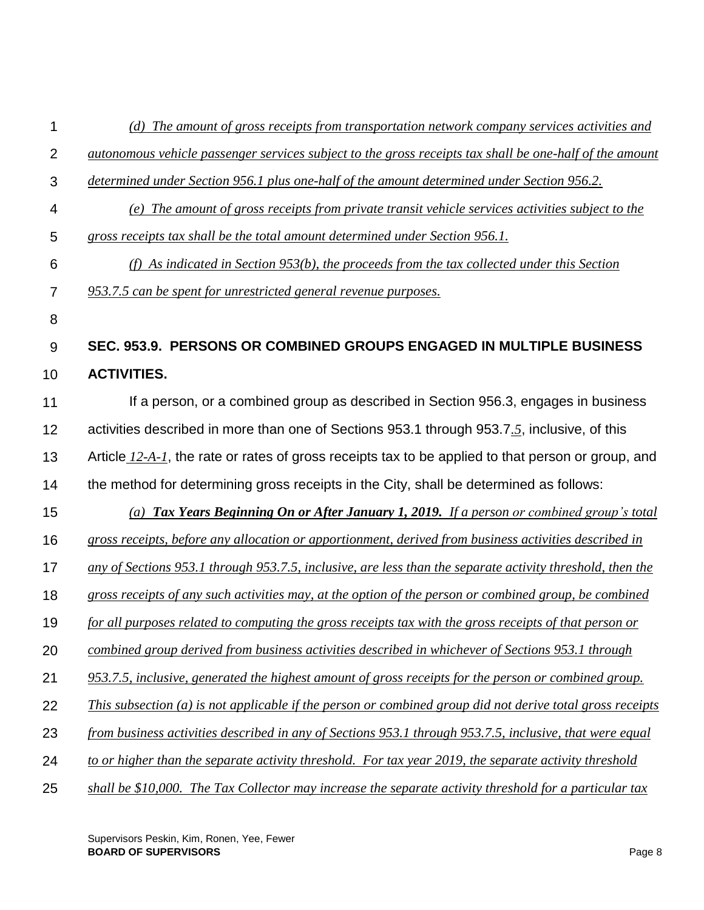*(d) The amount of gross receipts from transportation network company services activities and autonomous vehicle passenger services subject to the gross receipts tax shall be one-half of the amount determined under Section 956.1 plus one-half of the amount determined under Section 956.2.*

*(e) The amount of gross receipts from private transit vehicle services activities subject to the gross receipts tax shall be the total amount determined under Section 956.1.*

*(f) As indicated in Section 953(b), the proceeds from the tax collected under this Section 953.7.5 can be spent for unrestricted general revenue purposes.*

**SEC. 953.9. PERSONS OR COMBINED GROUPS ENGAGED IN MULTIPLE BUSINESS ACTIVITIES.**

If a person, or a combined group as described in Section 956.3, engages in business activities described in more than one of Sections 953.1 through 953.7*.5*, inclusive, of this Article *12-A-1*, the rate or rates of gross receipts tax to be applied to that person or group, and the method for determining gross receipts in the City, shall be determined as follows:

*(a)* ***Tax Years Beginning On or After January 1, 2019.*** *If a person or combined group's total gross receipts, before any allocation or apportionment, derived from business activities described in any of Sections 953.1 through 953.7.5, inclusive, are less than the separate activity threshold, then the gross receipts of any such activities may, at the option of the person or combined group, be combined for all purposes related to computing the gross receipts tax with the gross receipts of that person or combined group derived from business activities described in whichever of Sections 953.1 through 953.7.5, inclusive, generated the highest amount of gross receipts for the person or combined group. This subsection (a) is not applicable if the person or combined group did not derive total gross receipts from business activities described in any of Sections 953.1 through 953.7.5, inclusive, that were equal to or higher than the separate activity threshold. For tax year 2019, the separate activity threshold shall be $10,000. The Tax Collector may increase the separate activity threshold for a particular tax*

Supervisors Peskin, Kim, Ronen, Yee, Fewer
**BOARD OF SUPERVISORS**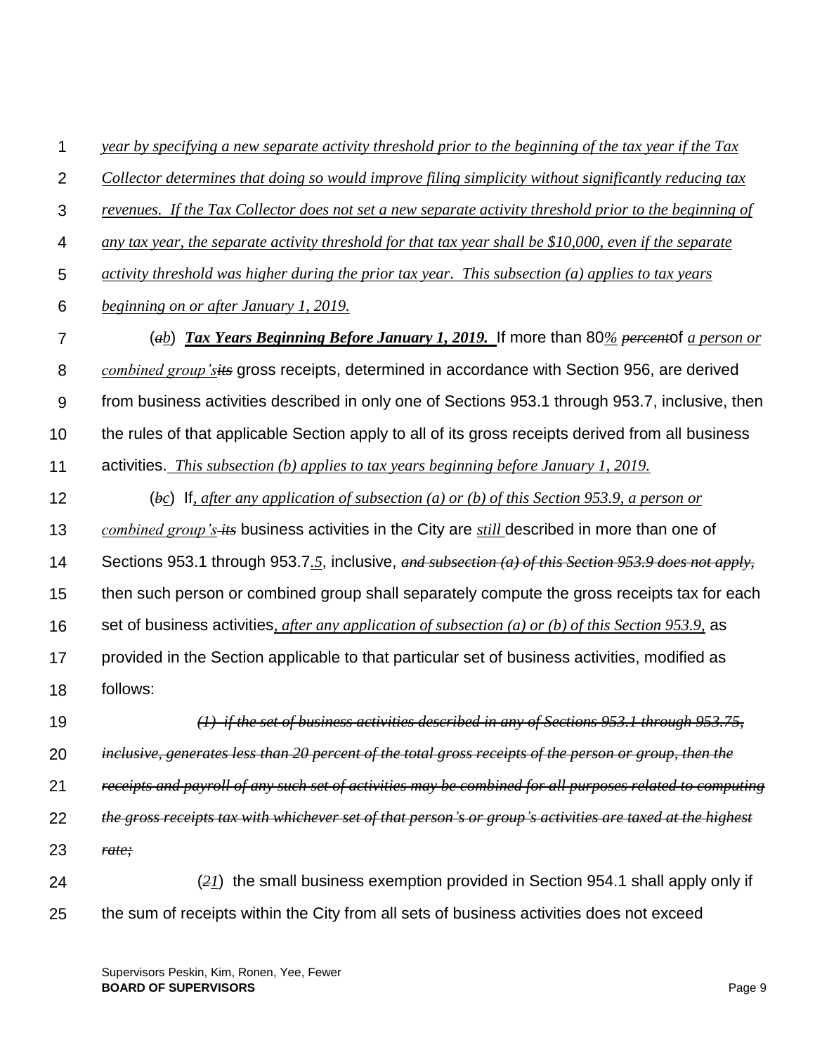*year by specifying a new separate activity threshold prior to the beginning of the tax year if the Tax Collector determines that doing so would improve filing simplicity without significantly reducing tax revenues. If the Tax Collector does not set a new separate activity threshold prior to the beginning of any tax year, the separate activity threshold for that tax year shall be $10,000, even if the separate activity threshold was higher during the prior tax year. This subsection (a) applies to tax years beginning on or after January 1, 2019.*

(~~*a*~~*b*) ***Tax Years Beginning Before January 1, 2019.*** If more than 80*%* ~~*percent*~~ of *a person or combined group's* ~~*its*~~ gross receipts, determined in accordance with Section 956, are derived from business activities described in only one of Sections 953.1 through 953.7, inclusive, then the rules of that applicable Section apply to all of its gross receipts derived from all business activities. *This subsection (b) applies to tax years beginning before January 1, 2019.*

(~~*b*~~*c*) If*, after any application of subsection (a) or (b) of this Section 953.9, a person or combined group's* ~~*its*~~ business activities in the City are *still* described in more than one of Sections 953.1 through 953.7*.5*, inclusive, ~~*and subsection (a) of this Section 953.9 does not apply,*~~ then such person or combined group shall separately compute the gross receipts tax for each set of business activities*, after any application of subsection (a) or (b) of this Section 953.9,* as provided in the Section applicable to that particular set of business activities, modified as follows:

~~*(1) if the set of business activities described in any of Sections 953.1 through 953.75, inclusive, generates less than 20 percent of the total gross receipts of the person or group, then the receipts and payroll of any such set of activities may be combined for all purposes related to computing the gross receipts tax with whichever set of that person's or group's activities are taxed at the highest rate;*~~

(~~*2*~~*1*) the small business exemption provided in Section 954.1 shall apply only if the sum of receipts within the City from all sets of business activities does not exceed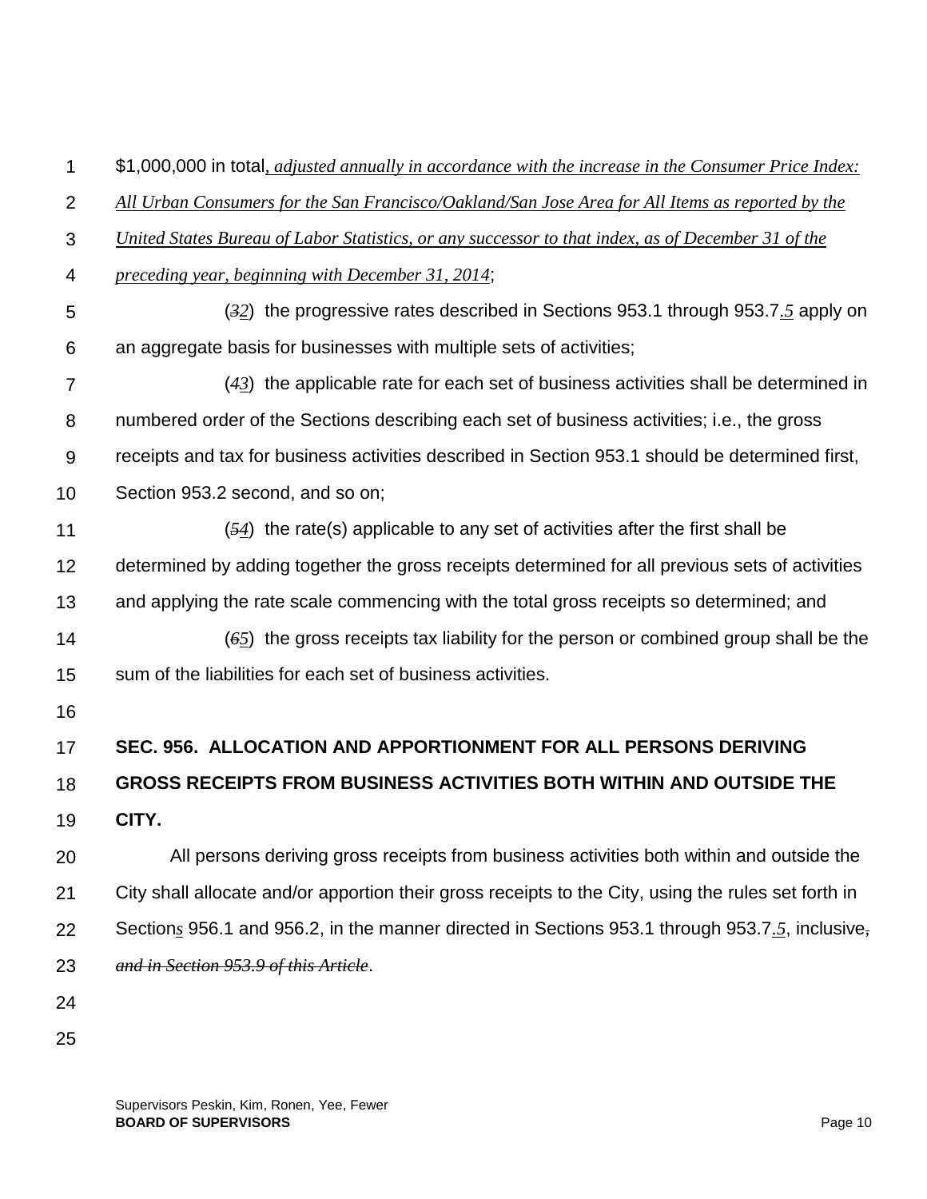$1,000,000 in total*, adjusted annually in accordance with the increase in the Consumer Price Index: All Urban Consumers for the San Francisco/Oakland/San Jose Area for All Items as reported by the United States Bureau of Labor Statistics, or any successor to that index, as of December 31 of the preceding year, beginning with December 31, 2014*;

(~~*3*~~*2*) the progressive rates described in Sections 953.1 through 953.7*.5* apply on an aggregate basis for businesses with multiple sets of activities;

(~~*4*~~*3*) the applicable rate for each set of business activities shall be determined in numbered order of the Sections describing each set of business activities; i.e., the gross receipts and tax for business activities described in Section 953.1 should be determined first, Section 953.2 second, and so on;

(~~*5*~~*4*) the rate(s) applicable to any set of activities after the first shall be determined by adding together the gross receipts determined for all previous sets of activities and applying the rate scale commencing with the total gross receipts so determined; and

(~~*6*~~*5*) the gross receipts tax liability for the person or combined group shall be the sum of the liabilities for each set of business activities.

**SEC. 956. ALLOCATION AND APPORTIONMENT FOR ALL PERSONS DERIVING GROSS RECEIPTS FROM BUSINESS ACTIVITIES BOTH WITHIN AND OUTSIDE THE CITY.**

All persons deriving gross receipts from business activities both within and outside the City shall allocate and/or apportion their gross receipts to the City, using the rules set forth in Section*s* 956.1 and 956.2, in the manner directed in Sections 953.1 through 953.7*.5*, inclusive~~,~~ ~~*and in Section 953.9 of this Article*~~.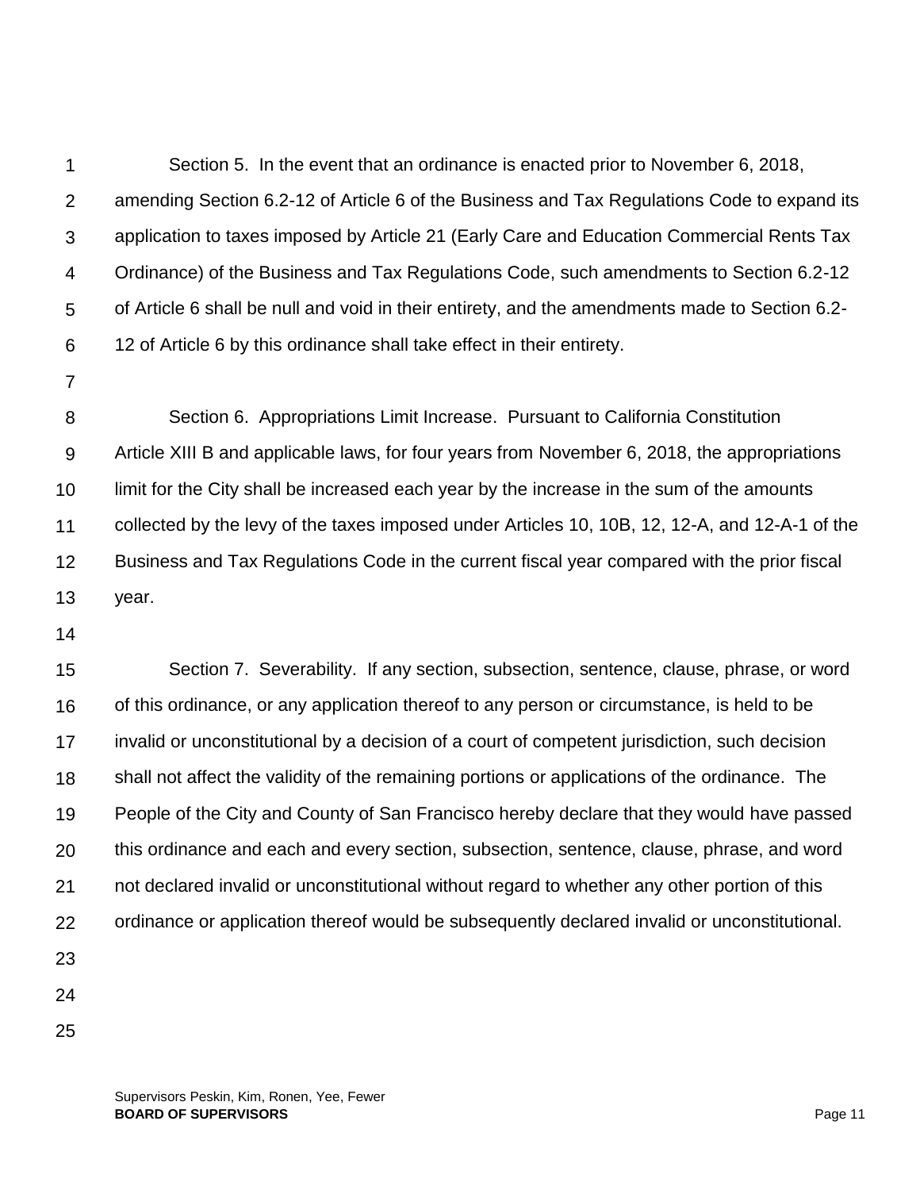Section 5. In the event that an ordinance is enacted prior to November 6, 2018, amending Section 6.2-12 of Article 6 of the Business and Tax Regulations Code to expand its application to taxes imposed by Article 21 (Early Care and Education Commercial Rents Tax Ordinance) of the Business and Tax Regulations Code, such amendments to Section 6.2-12 of Article 6 shall be null and void in their entirety, and the amendments made to Section 6.2-12 of Article 6 by this ordinance shall take effect in their entirety.

Section 6. Appropriations Limit Increase. Pursuant to California Constitution Article XIII B and applicable laws, for four years from November 6, 2018, the appropriations limit for the City shall be increased each year by the increase in the sum of the amounts collected by the levy of the taxes imposed under Articles 10, 10B, 12, 12-A, and 12-A-1 of the Business and Tax Regulations Code in the current fiscal year compared with the prior fiscal year.

Section 7. Severability. If any section, subsection, sentence, clause, phrase, or word of this ordinance, or any application thereof to any person or circumstance, is held to be invalid or unconstitutional by a decision of a court of competent jurisdiction, such decision shall not affect the validity of the remaining portions or applications of the ordinance. The People of the City and County of San Francisco hereby declare that they would have passed this ordinance and each and every section, subsection, sentence, clause, phrase, and word not declared invalid or unconstitutional without regard to whether any other portion of this ordinance or application thereof would be subsequently declared invalid or unconstitutional.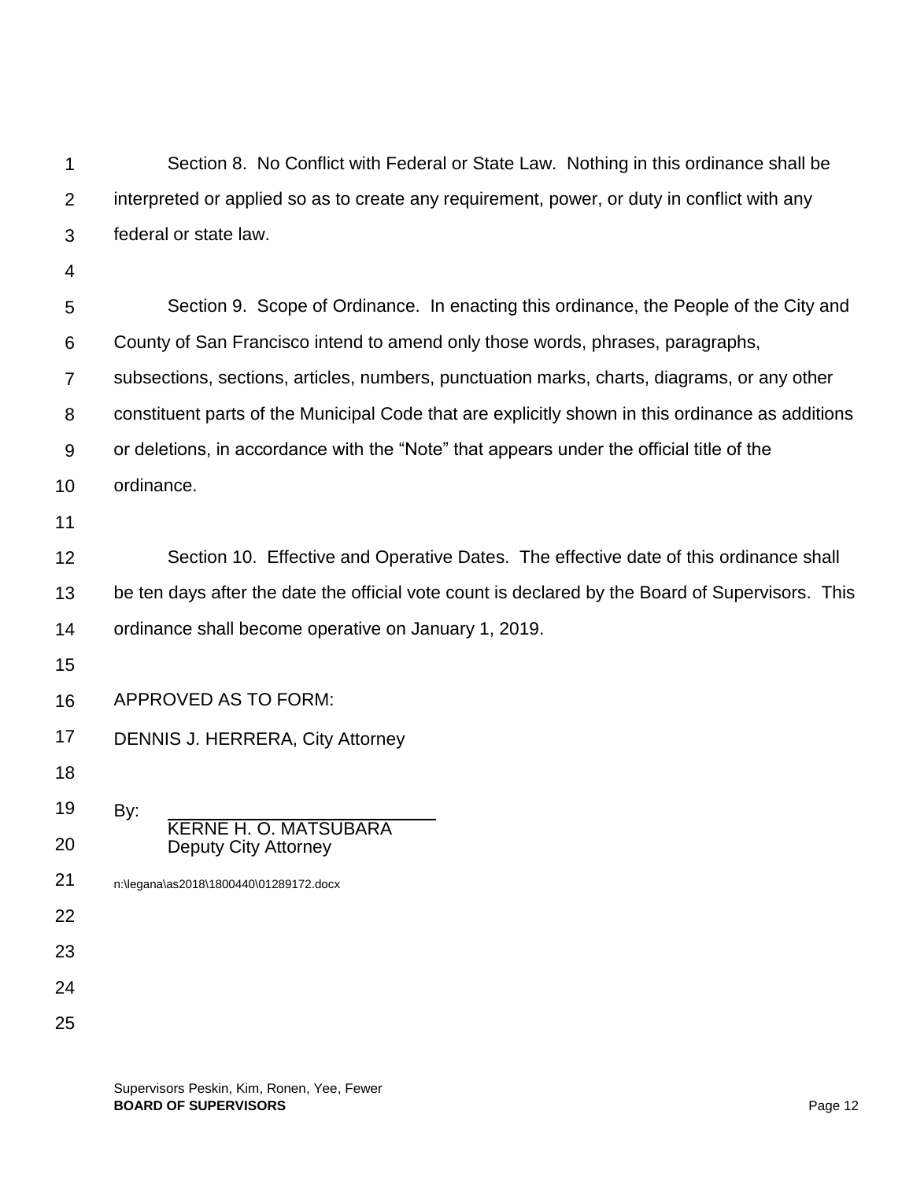Section 8. No Conflict with Federal or State Law. Nothing in this ordinance shall be interpreted or applied so as to create any requirement, power, or duty in conflict with any federal or state law.

Section 9. Scope of Ordinance. In enacting this ordinance, the People of the City and County of San Francisco intend to amend only those words, phrases, paragraphs, subsections, sections, articles, numbers, punctuation marks, charts, diagrams, or any other constituent parts of the Municipal Code that are explicitly shown in this ordinance as additions or deletions, in accordance with the "Note" that appears under the official title of the ordinance.

Section 10. Effective and Operative Dates. The effective date of this ordinance shall be ten days after the date the official vote count is declared by the Board of Supervisors. This ordinance shall become operative on January 1, 2019.

APPROVED AS TO FORM:
DENNIS J. HERRERA, City Attorney

By: \_\_\_\_\_\_\_\_\_\_\_\_\_\_\_\_\_\_\_\_\_\_\_\_\_\_
KERNE H. O. MATSUBARA
Deputy City Attorney

n:\legana\as2018\1800440\01289172.docx

Supervisors Peskin, Kim, Ronen, Yee, Fewer
**BOARD OF SUPERVISORS**